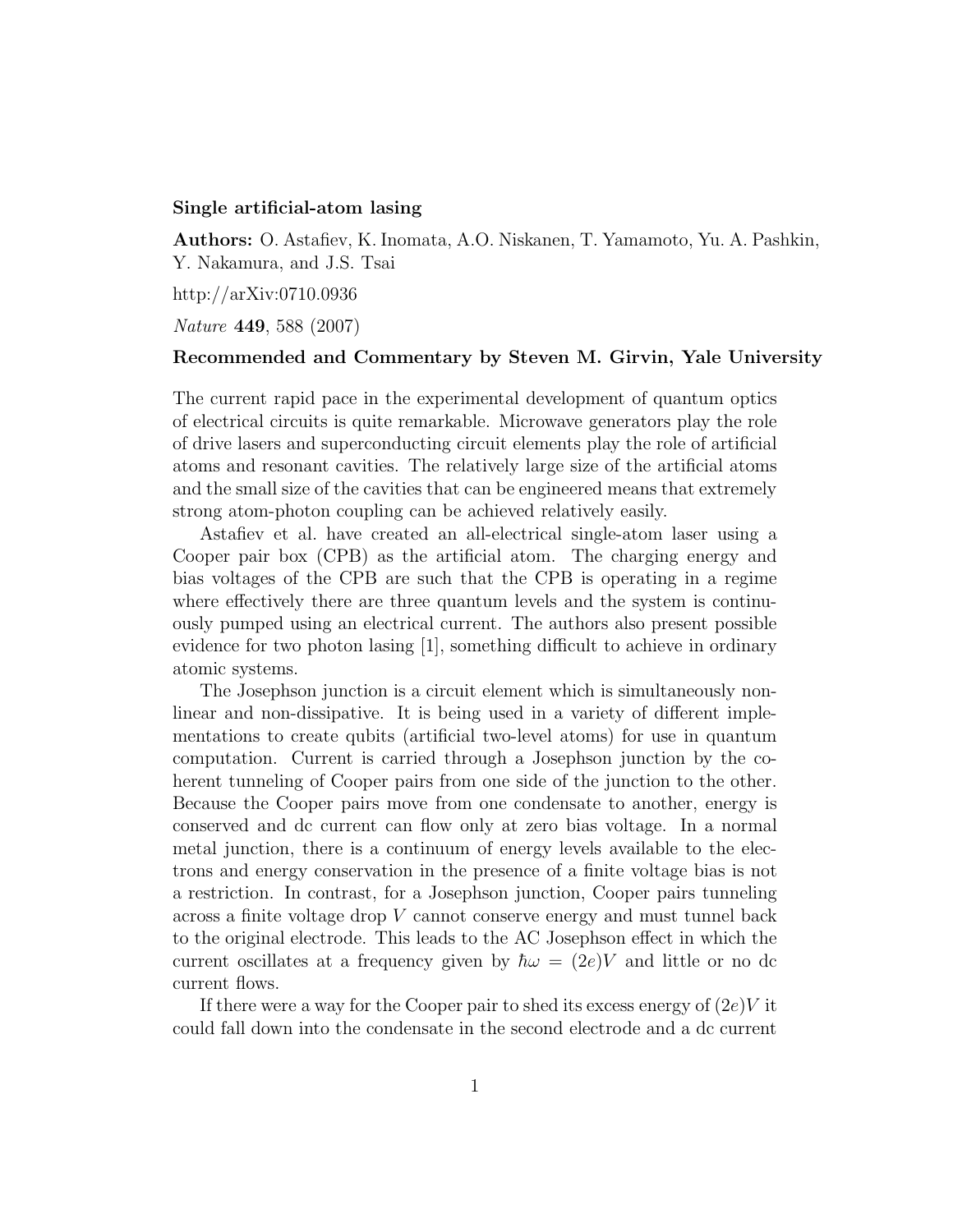**Single artificial-atom lasing**

**Authors:** O. Astafiev, K. Inomata, A.O. Niskanen, T. Yamamoto, Yu. A. Pashkin, Y. Nakamura, and J.S. Tsai

http://arXiv:0710.0936

*Nature* **449**, 588 (2007)

**Recommended and Commentary by Steven M. Girvin, Yale University**

The current rapid pace in the experimental development of quantum optics of electrical circuits is quite remarkable. Microwave generators play the role of drive lasers and superconducting circuit elements play the role of artificial atoms and resonant cavities. The relatively large size of the artificial atoms and the small size of the cavities that can be engineered means that extremely strong atom-photon coupling can be achieved relatively easily.

Astafiev et al. have created an all-electrical single-atom laser using a Cooper pair box (CPB) as the artificial atom. The charging energy and bias voltages of the CPB are such that the CPB is operating in a regime where effectively there are three quantum levels and the system is continuously pumped using an electrical current. The authors also present possible evidence for two photon lasing [1], something difficult to achieve in ordinary atomic systems.

The Josephson junction is a circuit element which is simultaneously nonlinear and non-dissipative. It is being used in a variety of different implementations to create qubits (artificial two-level atoms) for use in quantum computation. Current is carried through a Josephson junction by the coherent tunneling of Cooper pairs from one side of the junction to the other. Because the Cooper pairs move from one condensate to another, energy is conserved and dc current can flow only at zero bias voltage. In a normal metal junction, there is a continuum of energy levels available to the electrons and energy conservation in the presence of a finite voltage bias is not a restriction. In contrast, for a Josephson junction, Cooper pairs tunneling across a finite voltage drop $V$ cannot conserve energy and must tunnel back to the original electrode. This leads to the AC Josephson effect in which the current oscillates at a frequency given by $\hbar\omega = (2e)V$ and little or no dc current flows.

If there were a way for the Cooper pair to shed its excess energy of $(2e)V$ it could fall down into the condensate in the second electrode and a dc current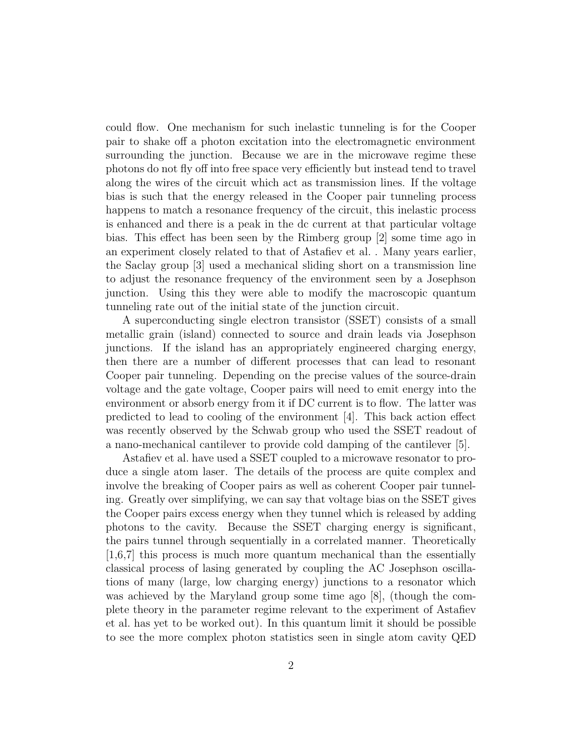could flow. One mechanism for such inelastic tunneling is for the Cooper pair to shake off a photon excitation into the electromagnetic environment surrounding the junction. Because we are in the microwave regime these photons do not fly off into free space very efficiently but instead tend to travel along the wires of the circuit which act as transmission lines. If the voltage bias is such that the energy released in the Cooper pair tunneling process happens to match a resonance frequency of the circuit, this inelastic process is enhanced and there is a peak in the dc current at that particular voltage bias. This effect has been seen by the Rimberg group [2] some time ago in an experiment closely related to that of Astafiev et al. . Many years earlier, the Saclay group [3] used a mechanical sliding short on a transmission line to adjust the resonance frequency of the environment seen by a Josephson junction. Using this they were able to modify the macroscopic quantum tunneling rate out of the initial state of the junction circuit.

A superconducting single electron transistor (SSET) consists of a small metallic grain (island) connected to source and drain leads via Josephson junctions. If the island has an appropriately engineered charging energy, then there are a number of different processes that can lead to resonant Cooper pair tunneling. Depending on the precise values of the source-drain voltage and the gate voltage, Cooper pairs will need to emit energy into the environment or absorb energy from it if DC current is to flow. The latter was predicted to lead to cooling of the environment [4]. This back action effect was recently observed by the Schwab group who used the SSET readout of a nano-mechanical cantilever to provide cold damping of the cantilever [5].

Astafiev et al. have used a SSET coupled to a microwave resonator to produce a single atom laser. The details of the process are quite complex and involve the breaking of Cooper pairs as well as coherent Cooper pair tunneling. Greatly over simplifying, we can say that voltage bias on the SSET gives the Cooper pairs excess energy when they tunnel which is released by adding photons to the cavity. Because the SSET charging energy is significant, the pairs tunnel through sequentially in a correlated manner. Theoretically [1,6,7] this process is much more quantum mechanical than the essentially classical process of lasing generated by coupling the AC Josephson oscillations of many (large, low charging energy) junctions to a resonator which was achieved by the Maryland group some time ago [8], (though the complete theory in the parameter regime relevant to the experiment of Astafiev et al. has yet to be worked out). In this quantum limit it should be possible to see the more complex photon statistics seen in single atom cavity QED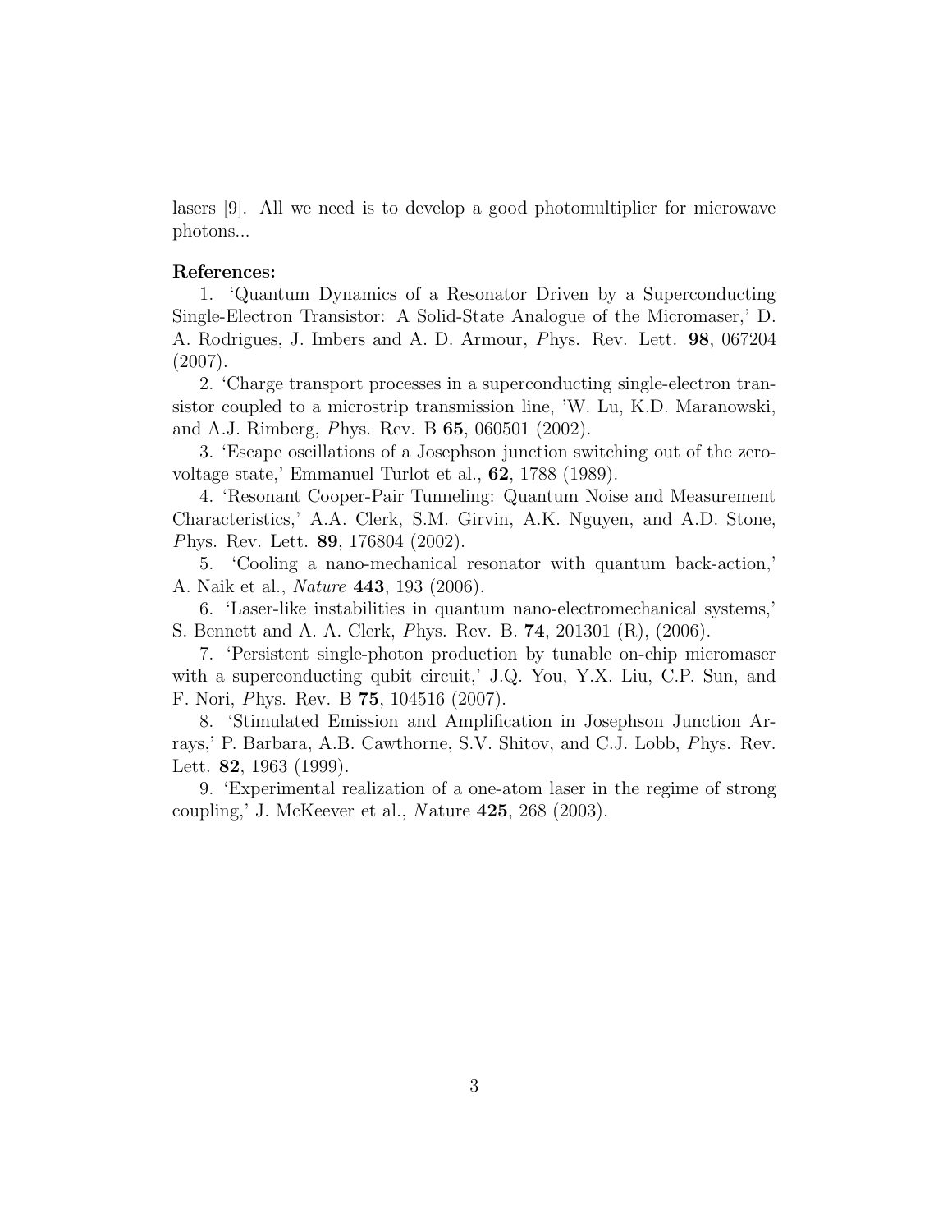lasers [9]. All we need is to develop a good photomultiplier for microwave photons...

**References:**

1. 'Quantum Dynamics of a Resonator Driven by a Superconducting Single-Electron Transistor: A Solid-State Analogue of the Micromaser,' D. A. Rodrigues, J. Imbers and A. D. Armour, *P*hys. Rev. Lett. **98**, 067204 (2007).

2. 'Charge transport processes in a superconducting single-electron transistor coupled to a microstrip transmission line, 'W. Lu, K.D. Maranowski, and A.J. Rimberg, *P*hys. Rev. B **65**, 060501 (2002).

3. 'Escape oscillations of a Josephson junction switching out of the zero-voltage state,' Emmanuel Turlot et al., **62**, 1788 (1989).

4. 'Resonant Cooper-Pair Tunneling: Quantum Noise and Measurement Characteristics,' A.A. Clerk, S.M. Girvin, A.K. Nguyen, and A.D. Stone, *P*hys. Rev. Lett. **89**, 176804 (2002).

5. 'Cooling a nano-mechanical resonator with quantum back-action,' A. Naik et al., *Nature* **443**, 193 (2006).

6. 'Laser-like instabilities in quantum nano-electromechanical systems,' S. Bennett and A. A. Clerk, *P*hys. Rev. B. **74**, 201301 (R), (2006).

7. 'Persistent single-photon production by tunable on-chip micromaser with a superconducting qubit circuit,' J.Q. You, Y.X. Liu, C.P. Sun, and F. Nori, *P*hys. Rev. B **75**, 104516 (2007).

8. 'Stimulated Emission and Amplification in Josephson Junction Arrays,' P. Barbara, A.B. Cawthorne, S.V. Shitov, and C.J. Lobb, *P*hys. Rev. Lett. **82**, 1963 (1999).

9. 'Experimental realization of a one-atom laser in the regime of strong coupling,' J. McKeever et al., *N*ature **425**, 268 (2003).